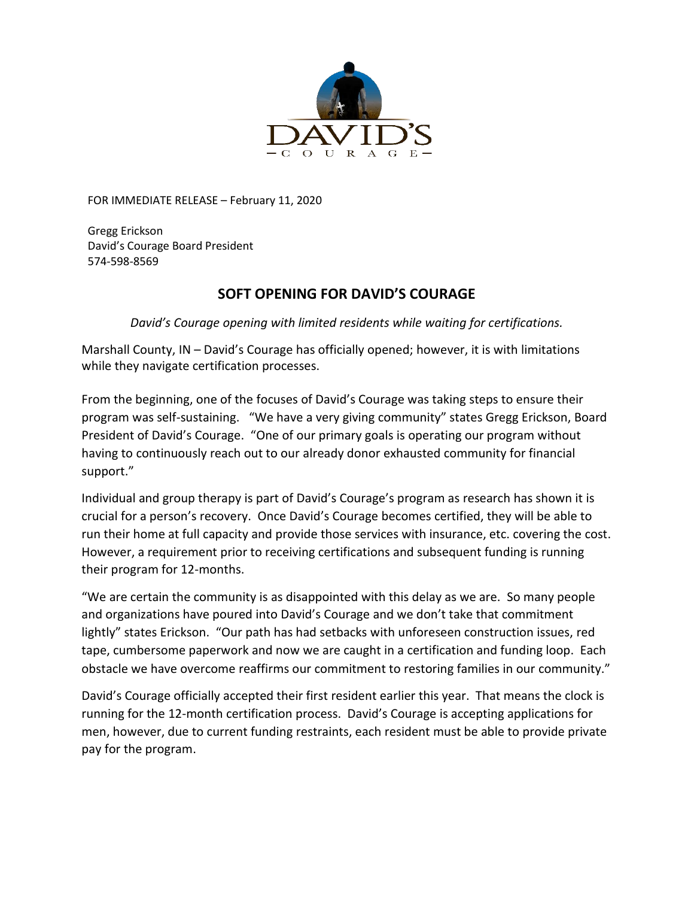FOR IMMEDIATE RELEASE – February 11, 2020

Gregg Erickson
David's Courage Board President
574-598-8569

# SOFT OPENING FOR DAVID'S COURAGE

*David's Courage opening with limited residents while waiting for certifications.*

Marshall County, IN – David's Courage has officially opened; however, it is with limitations while they navigate certification processes.

From the beginning, one of the focuses of David's Courage was taking steps to ensure their program was self-sustaining. "We have a very giving community" states Gregg Erickson, Board President of David's Courage. "One of our primary goals is operating our program without having to continuously reach out to our already donor exhausted community for financial support."

Individual and group therapy is part of David's Courage's program as research has shown it is crucial for a person's recovery. Once David's Courage becomes certified, they will be able to run their home at full capacity and provide those services with insurance, etc. covering the cost. However, a requirement prior to receiving certifications and subsequent funding is running their program for 12-months.

"We are certain the community is as disappointed with this delay as we are. So many people and organizations have poured into David's Courage and we don't take that commitment lightly" states Erickson. "Our path has had setbacks with unforeseen construction issues, red tape, cumbersome paperwork and now we are caught in a certification and funding loop. Each obstacle we have overcome reaffirms our commitment to restoring families in our community."

David's Courage officially accepted their first resident earlier this year. That means the clock is running for the 12-month certification process. David's Courage is accepting applications for men, however, due to current funding restraints, each resident must be able to provide private pay for the program.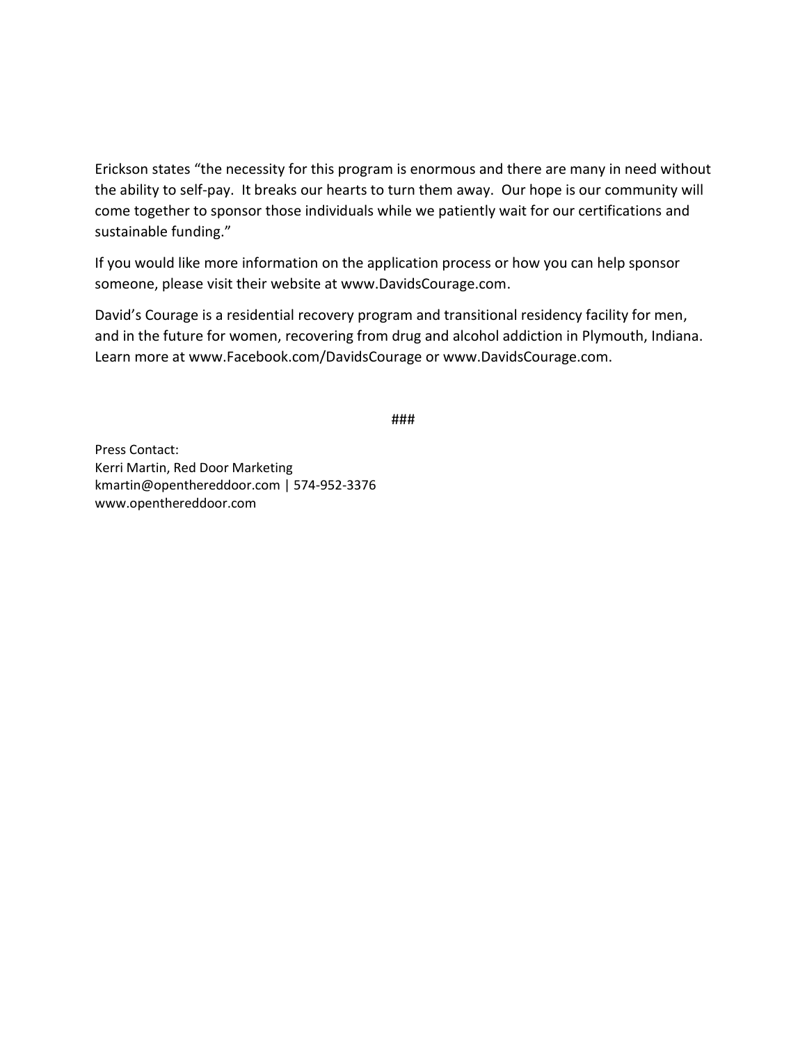Erickson states "the necessity for this program is enormous and there are many in need without the ability to self-pay.  It breaks our hearts to turn them away.  Our hope is our community will come together to sponsor those individuals while we patiently wait for our certifications and sustainable funding."

If you would like more information on the application process or how you can help sponsor someone, please visit their website at www.DavidsCourage.com.

David's Courage is a residential recovery program and transitional residency facility for men, and in the future for women, recovering from drug and alcohol addiction in Plymouth, Indiana. Learn more at www.Facebook.com/DavidsCourage or www.DavidsCourage.com.

###

Press Contact:
Kerri Martin, Red Door Marketing
kmartin@openthereddoor.com | 574-952-3376
www.openthereddoor.com